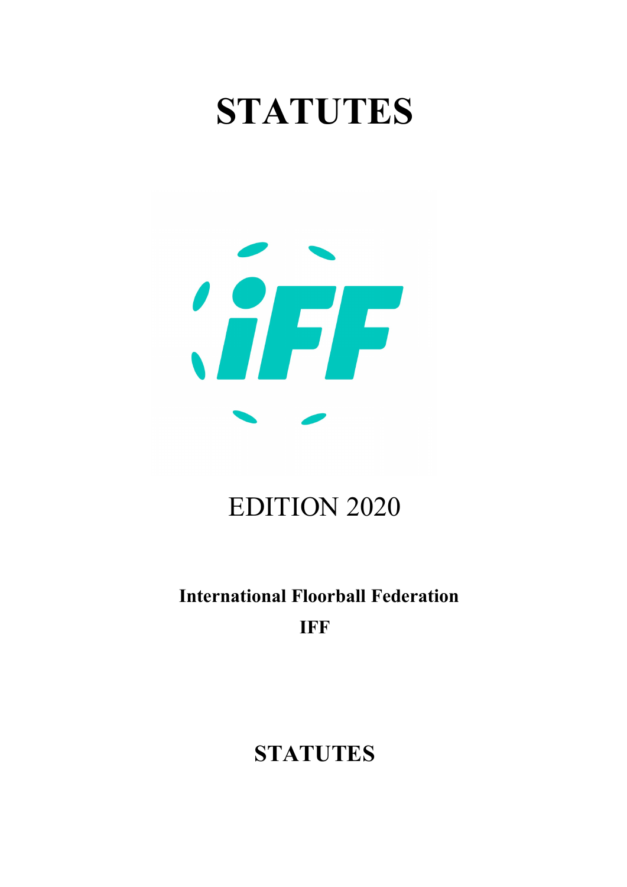# STATUTES

EDITION 2020

**International Floorball Federation**

**IFF**

**STATUTES**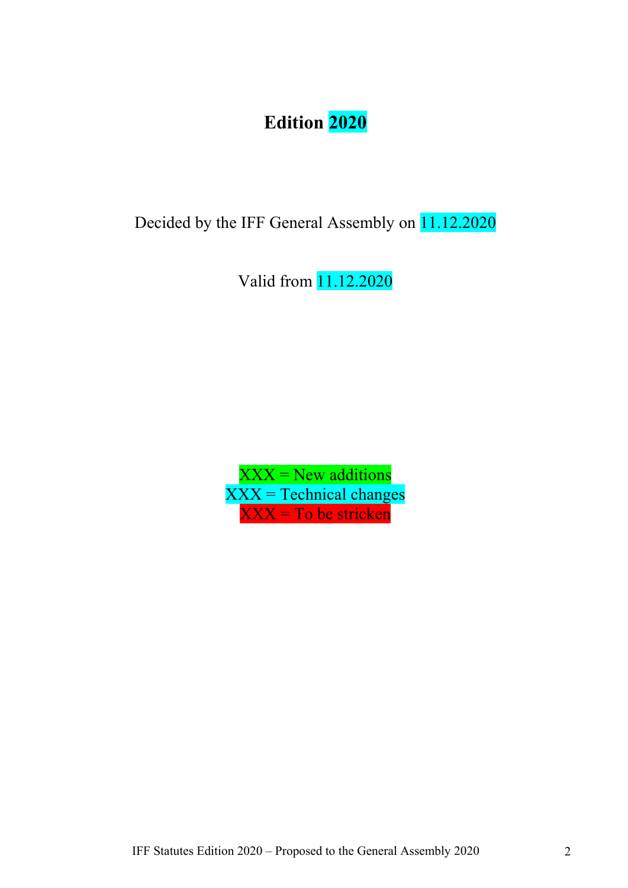# Edition 2020

Decided by the IFF General Assembly on 11.12.2020

Valid from 11.12.2020

XXX = New additions
XXX = Technical changes
XXX = To be stricken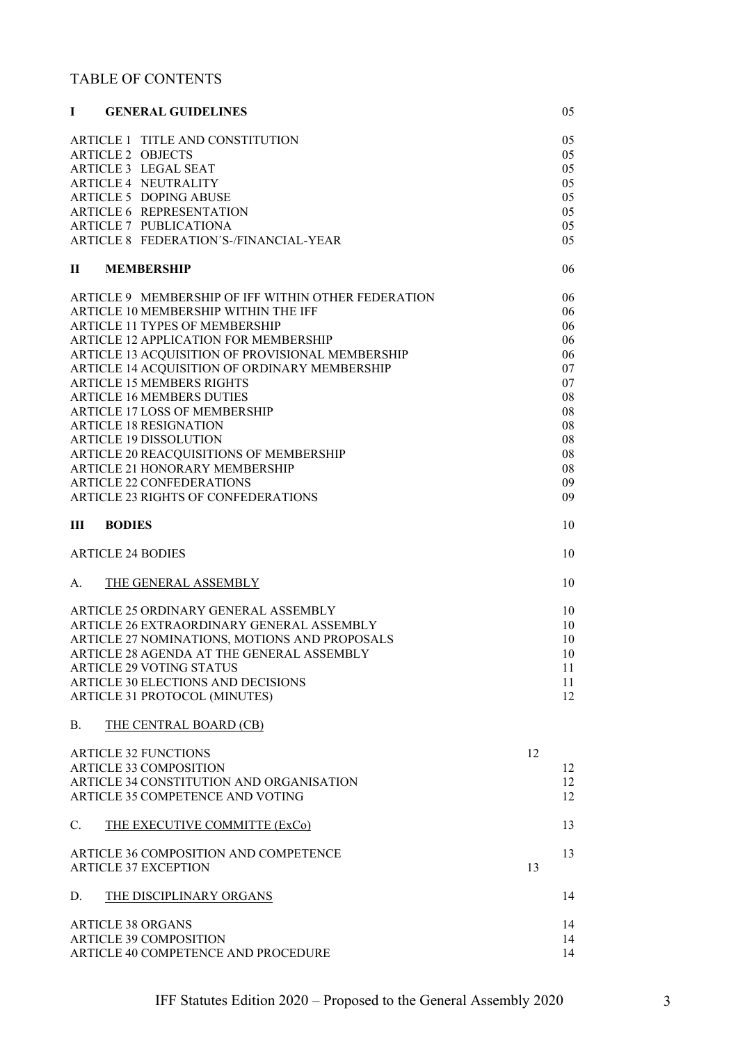## TABLE OF CONTENTS

| | |
|---|---|
| **I GENERAL GUIDELINES** | 05 |
| ARTICLE 1 TITLE AND CONSTITUTION | 05 |
| ARTICLE 2 OBJECTS | 05 |
| ARTICLE 3 LEGAL SEAT | 05 |
| ARTICLE 4 NEUTRALITY | 05 |
| ARTICLE 5 DOPING ABUSE | 05 |
| ARTICLE 6 REPRESENTATION | 05 |
| ARTICLE 7 PUBLICATIONA | 05 |
| ARTICLE 8 FEDERATION´S-/FINANCIAL-YEAR | 05 |
| **II MEMBERSHIP** | 06 |
| ARTICLE 9 MEMBERSHIP OF IFF WITHIN OTHER FEDERATION | 06 |
| ARTICLE 10 MEMBERSHIP WITHIN THE IFF | 06 |
| ARTICLE 11 TYPES OF MEMBERSHIP | 06 |
| ARTICLE 12 APPLICATION FOR MEMBERSHIP | 06 |
| ARTICLE 13 ACQUISITION OF PROVISIONAL MEMBERSHIP | 06 |
| ARTICLE 14 ACQUISITION OF ORDINARY MEMBERSHIP | 07 |
| ARTICLE 15 MEMBERS RIGHTS | 07 |
| ARTICLE 16 MEMBERS DUTIES | 08 |
| ARTICLE 17 LOSS OF MEMBERSHIP | 08 |
| ARTICLE 18 RESIGNATION | 08 |
| ARTICLE 19 DISSOLUTION | 08 |
| ARTICLE 20 REACQUISITIONS OF MEMBERSHIP | 08 |
| ARTICLE 21 HONORARY MEMBERSHIP | 08 |
| ARTICLE 22 CONFEDERATIONS | 09 |
| ARTICLE 23 RIGHTS OF CONFEDERATIONS | 09 |
| **III BODIES** | 10 |
| ARTICLE 24 BODIES | 10 |
| A. THE GENERAL ASSEMBLY | 10 |
| ARTICLE 25 ORDINARY GENERAL ASSEMBLY | 10 |
| ARTICLE 26 EXTRAORDINARY GENERAL ASSEMBLY | 10 |
| ARTICLE 27 NOMINATIONS, MOTIONS AND PROPOSALS | 10 |
| ARTICLE 28 AGENDA AT THE GENERAL ASSEMBLY | 10 |
| ARTICLE 29 VOTING STATUS | 11 |
| ARTICLE 30 ELECTIONS AND DECISIONS | 11 |
| ARTICLE 31 PROTOCOL (MINUTES) | 12 |
| B. THE CENTRAL BOARD (CB) | |
| ARTICLE 32 FUNCTIONS | 12 |
| ARTICLE 33 COMPOSITION | 12 |
| ARTICLE 34 CONSTITUTION AND ORGANISATION | 12 |
| ARTICLE 35 COMPETENCE AND VOTING | 12 |
| C. THE EXECUTIVE COMMITTE (ExCo) | 13 |
| ARTICLE 36 COMPOSITION AND COMPETENCE | 13 |
| ARTICLE 37 EXCEPTION | 13 |
| D. THE DISCIPLINARY ORGANS | 14 |
| ARTICLE 38 ORGANS | 14 |
| ARTICLE 39 COMPOSITION | 14 |
| ARTICLE 40 COMPETENCE AND PROCEDURE | 14 |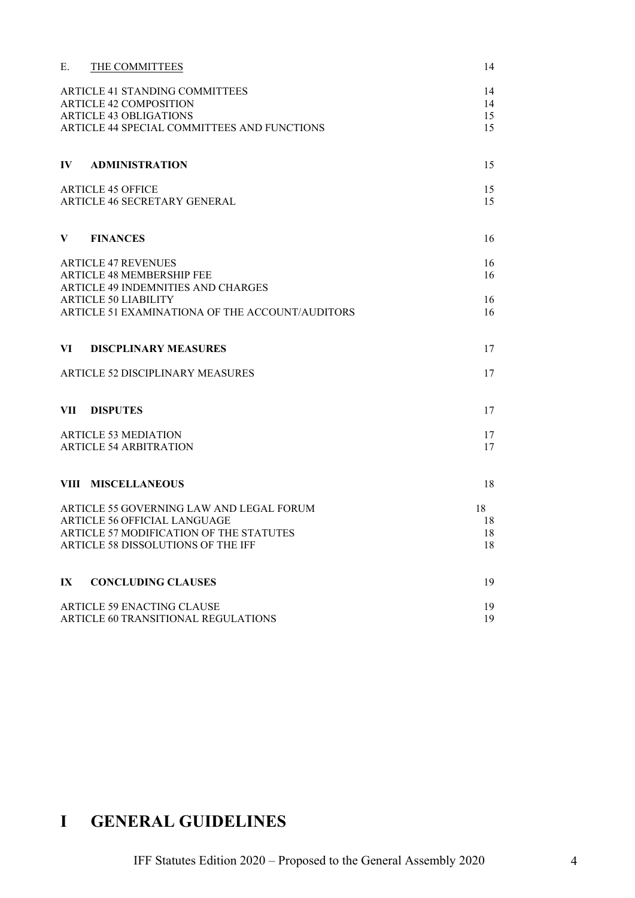| | |
|---|---|
| E. THE COMMITTEES | 14 |
| ARTICLE 41 STANDING COMMITTEES | 14 |
| ARTICLE 42 COMPOSITION | 14 |
| ARTICLE 43 OBLIGATIONS | 15 |
| ARTICLE 44 SPECIAL COMMITTEES AND FUNCTIONS | 15 |
| **IV ADMINISTRATION** | 15 |
| ARTICLE 45 OFFICE | 15 |
| ARTICLE 46 SECRETARY GENERAL | 15 |
| **V FINANCES** | 16 |
| ARTICLE 47 REVENUES | 16 |
| ARTICLE 48 MEMBERSHIP FEE | 16 |
| ARTICLE 49 INDEMNITIES AND CHARGES | |
| ARTICLE 50 LIABILITY | 16 |
| ARTICLE 51 EXAMINATIONA OF THE ACCOUNT/AUDITORS | 16 |
| **VI DISCPLINARY MEASURES** | 17 |
| ARTICLE 52 DISCIPLINARY MEASURES | 17 |
| **VII DISPUTES** | 17 |
| ARTICLE 53 MEDIATION | 17 |
| ARTICLE 54 ARBITRATION | 17 |
| **VIII MISCELLANEOUS** | 18 |
| ARTICLE 55 GOVERNING LAW AND LEGAL FORUM | 18 |
| ARTICLE 56 OFFICIAL LANGUAGE | 18 |
| ARTICLE 57 MODIFICATION OF THE STATUTES | 18 |
| ARTICLE 58 DISSOLUTIONS OF THE IFF | 18 |
| **IX CONCLUDING CLAUSES** | 19 |
| ARTICLE 59 ENACTING CLAUSE | 19 |
| ARTICLE 60 TRANSITIONAL REGULATIONS | 19 |

# I GENERAL GUIDELINES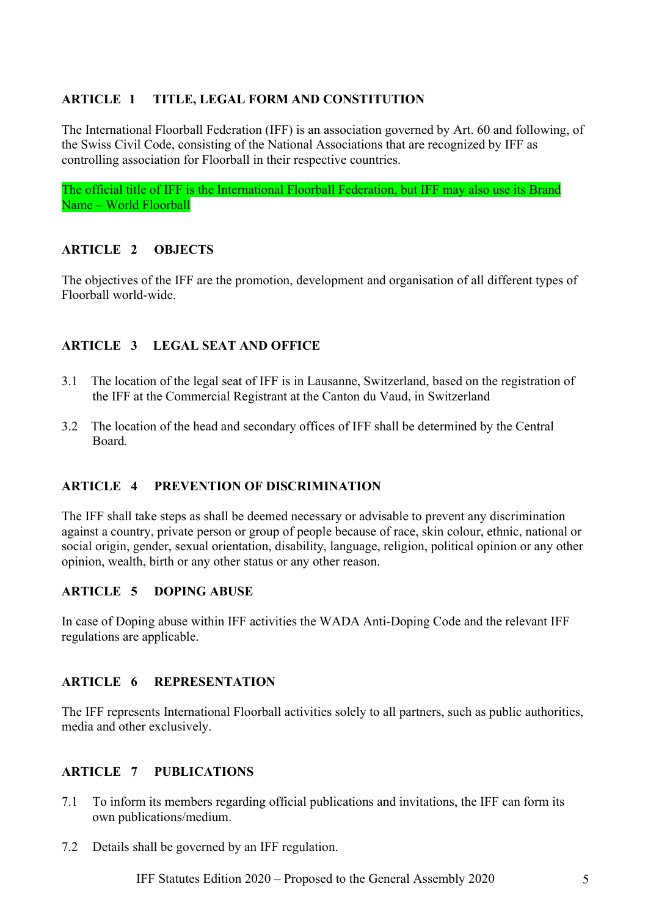## ARTICLE 1 TITLE, LEGAL FORM AND CONSTITUTION

The International Floorball Federation (IFF) is an association governed by Art. 60 and following, of the Swiss Civil Code, consisting of the National Associations that are recognized by IFF as controlling association for Floorball in their respective countries.

The official title of IFF is the International Floorball Federation, but IFF may also use its Brand Name – World Floorball

## ARTICLE 2 OBJECTS

The objectives of the IFF are the promotion, development and organisation of all different types of Floorball world-wide.

## ARTICLE 3 LEGAL SEAT AND OFFICE

3.1 The location of the legal seat of IFF is in Lausanne, Switzerland, based on the registration of the IFF at the Commercial Registrant at the Canton du Vaud, in Switzerland

3.2 The location of the head and secondary offices of IFF shall be determined by the Central Board.

## ARTICLE 4 PREVENTION OF DISCRIMINATION

The IFF shall take steps as shall be deemed necessary or advisable to prevent any discrimination against a country, private person or group of people because of race, skin colour, ethnic, national or social origin, gender, sexual orientation, disability, language, religion, political opinion or any other opinion, wealth, birth or any other status or any other reason.

## ARTICLE 5 DOPING ABUSE

In case of Doping abuse within IFF activities the WADA Anti-Doping Code and the relevant IFF regulations are applicable.

## ARTICLE 6 REPRESENTATION

The IFF represents International Floorball activities solely to all partners, such as public authorities, media and other exclusively.

## ARTICLE 7 PUBLICATIONS

7.1 To inform its members regarding official publications and invitations, the IFF can form its own publications/medium.

7.2 Details shall be governed by an IFF regulation.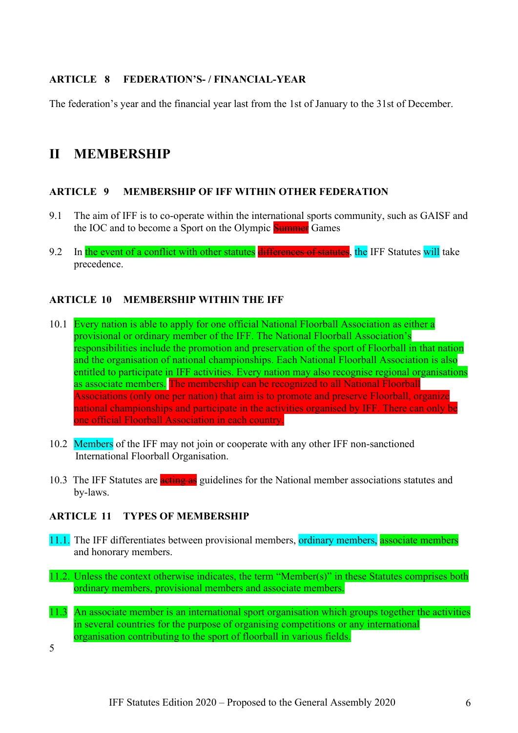### ARTICLE 8 FEDERATION'S- / FINANCIAL-YEAR

The federation's year and the financial year last from the 1st of January to the 31st of December.

## II MEMBERSHIP

### ARTICLE 9 MEMBERSHIP OF IFF WITHIN OTHER FEDERATION

9.1 The aim of IFF is to co-operate within the international sports community, such as GAISF and the IOC and to become a Sport on the Olympic ~~Summer~~ Games

9.2 In the event of a conflict with other statutes ~~differences of statutes~~, the IFF Statutes will take precedence.

### ARTICLE 10 MEMBERSHIP WITHIN THE IFF

10.1 Every nation is able to apply for one official National Floorball Association as either a provisional or ordinary member of the IFF. The National Floorball Association's responsibilities include the promotion and preservation of the sport of Floorball in that nation and the organisation of national championships. Each National Floorball Association is also entitled to participate in IFF activities. Every nation may also recognise regional organisations as associate members. ~~The membership can be recognized to all National Floorball Associations (only one per nation) that aim is to promote and preserve Floorball, organize national championships and participate in the activities organised by IFF. There can only be one official Floorball Association in each country.~~

10.2 Members of the IFF may not join or cooperate with any other IFF non-sanctioned International Floorball Organisation.

10.3 The IFF Statutes are ~~acting as~~ guidelines for the National member associations statutes and by-laws.

### ARTICLE 11 TYPES OF MEMBERSHIP

11.1. The IFF differentiates between provisional members, ordinary members, associate members and honorary members.

11.2. Unless the context otherwise indicates, the term "Member(s)" in these Statutes comprises both ordinary members, provisional members and associate members.

11.3 An associate member is an international sport organisation which groups together the activities in several countries for the purpose of organising competitions or any international organisation contributing to the sport of floorball in various fields.

5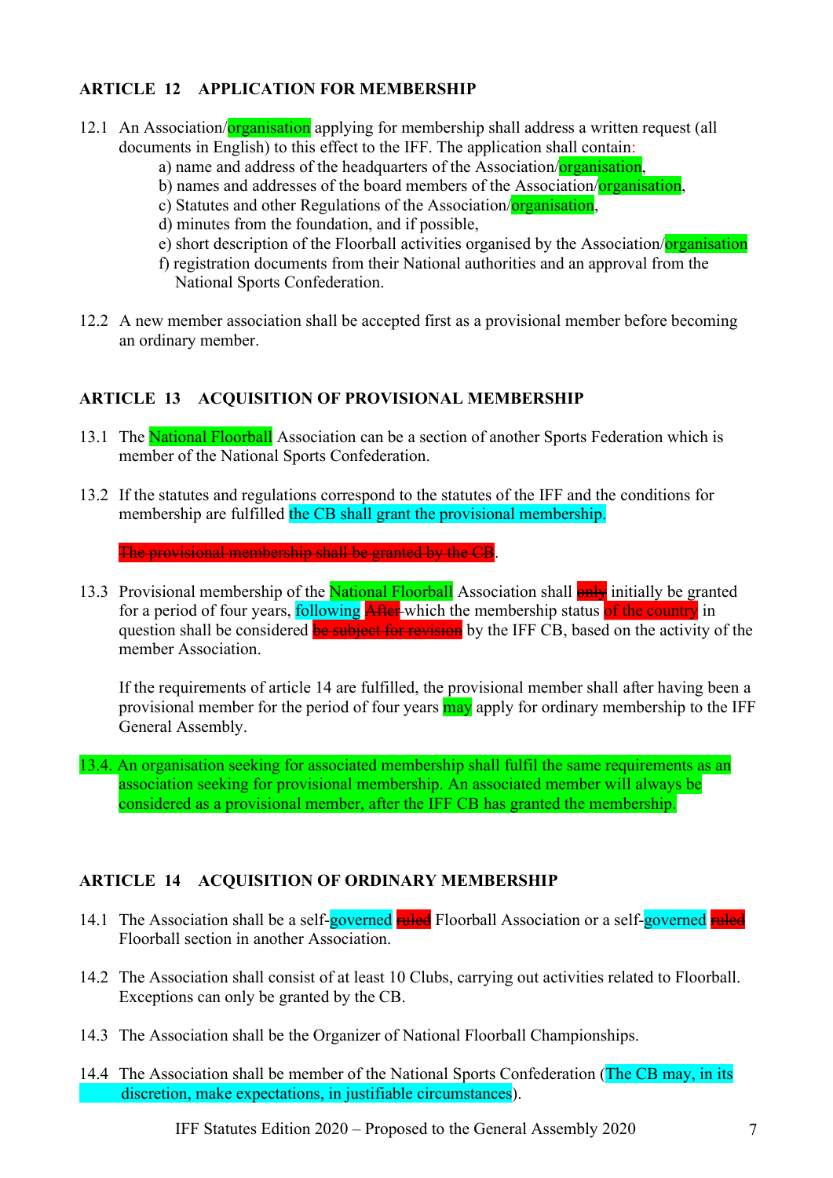**ARTICLE 12 APPLICATION FOR MEMBERSHIP**

12.1 An Association/organisation applying for membership shall address a written request (all documents in English) to this effect to the IFF. The application shall contain:

a) name and address of the headquarters of the Association/organisation,
b) names and addresses of the board members of the Association/organisation,
c) Statutes and other Regulations of the Association/organisation,
d) minutes from the foundation, and if possible,
e) short description of the Floorball activities organised by the Association/organisation
f) registration documents from their National authorities and an approval from the National Sports Confederation.

12.2 A new member association shall be accepted first as a provisional member before becoming an ordinary member.

**ARTICLE 13 ACQUISITION OF PROVISIONAL MEMBERSHIP**

13.1 The National Floorball Association can be a section of another Sports Federation which is member of the National Sports Confederation.

13.2 If the statutes and regulations correspond to the statutes of the IFF and the conditions for membership are fulfilled the CB shall grant the provisional membership.

~~The provisional membership shall be granted by the CB~~.

13.3 Provisional membership of the National Floorball Association shall ~~only~~ initially be granted for a period of four years, following ~~After~~ which the membership status ~~of the country~~ in question shall be considered ~~be subject for revision~~ by the IFF CB, based on the activity of the member Association.

If the requirements of article 14 are fulfilled, the provisional member shall after having been a provisional member for the period of four years may apply for ordinary membership to the IFF General Assembly.

13.4. An organisation seeking for associated membership shall fulfil the same requirements as an association seeking for provisional membership. An associated member will always be considered as a provisional member, after the IFF CB has granted the membership.

**ARTICLE 14 ACQUISITION OF ORDINARY MEMBERSHIP**

14.1 The Association shall be a self-governed ~~ruled~~ Floorball Association or a self-governed ~~ruled~~ Floorball section in another Association.

14.2 The Association shall consist of at least 10 Clubs, carrying out activities related to Floorball. Exceptions can only be granted by the CB.

14.3 The Association shall be the Organizer of National Floorball Championships.

14.4 The Association shall be member of the National Sports Confederation (The CB may, in its discretion, make expectations, in justifiable circumstances).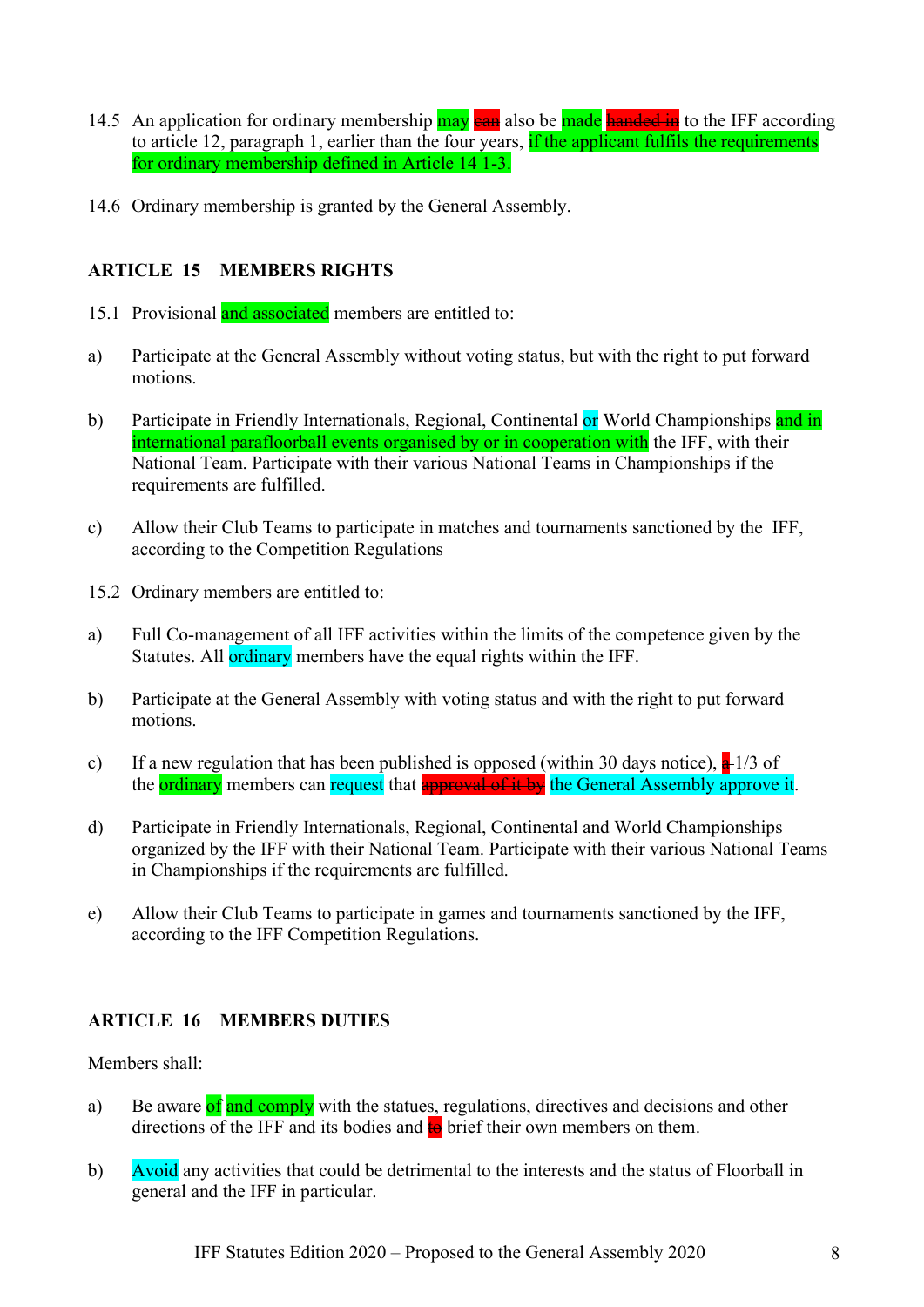14.5 An application for ordinary membership may ~~can~~ also be made ~~handed in~~ to the IFF according to article 12, paragraph 1, earlier than the four years, if the applicant fulfils the requirements for ordinary membership defined in Article 14 1-3.

14.6 Ordinary membership is granted by the General Assembly.

### ARTICLE 15 MEMBERS RIGHTS

15.1 Provisional and associated members are entitled to:

a) Participate at the General Assembly without voting status, but with the right to put forward motions.

b) Participate in Friendly Internationals, Regional, Continental or World Championships and in international parafloorball events organised by or in cooperation with the IFF, with their National Team. Participate with their various National Teams in Championships if the requirements are fulfilled.

c) Allow their Club Teams to participate in matches and tournaments sanctioned by the IFF, according to the Competition Regulations

15.2 Ordinary members are entitled to:

a) Full Co-management of all IFF activities within the limits of the competence given by the Statutes. All ordinary members have the equal rights within the IFF.

b) Participate at the General Assembly with voting status and with the right to put forward motions.

c) If a new regulation that has been published is opposed (within 30 days notice), ~~a~~ 1/3 of the ordinary members can request that ~~approval of it by~~ the General Assembly approve it.

d) Participate in Friendly Internationals, Regional, Continental and World Championships organized by the IFF with their National Team. Participate with their various National Teams in Championships if the requirements are fulfilled.

e) Allow their Club Teams to participate in games and tournaments sanctioned by the IFF, according to the IFF Competition Regulations.

### ARTICLE 16 MEMBERS DUTIES

Members shall:

a) Be aware of and comply with the statues, regulations, directives and decisions and other directions of the IFF and its bodies and ~~to~~ brief their own members on them.

b) Avoid any activities that could be detrimental to the interests and the status of Floorball in general and the IFF in particular.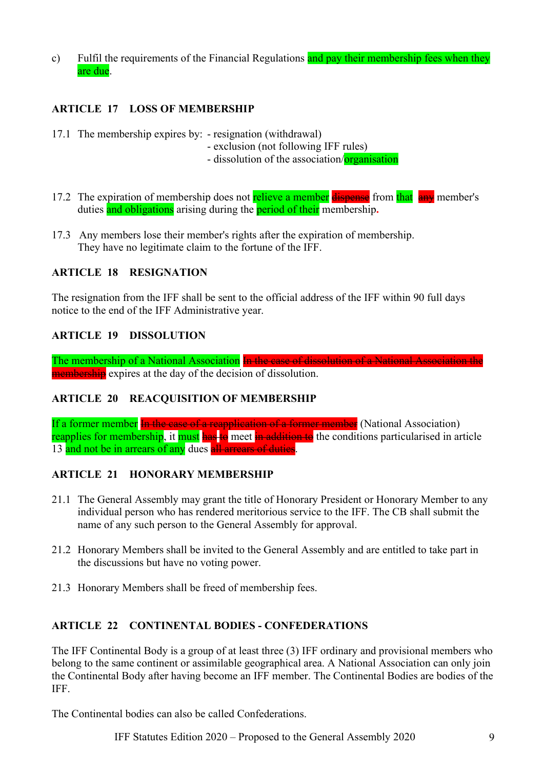c) Fulfil the requirements of the Financial Regulations and pay their membership fees when they are due.

## ARTICLE 17 LOSS OF MEMBERSHIP

17.1 The membership expires by: - resignation (withdrawal)
- exclusion (not following IFF rules)
- dissolution of the association/organisation

17.2 The expiration of membership does not relieve a member ~~dispense~~ from that ~~any~~ member's duties and obligations arising during the period of their membership.

17.3 Any members lose their member's rights after the expiration of membership. They have no legitimate claim to the fortune of the IFF.

## ARTICLE 18 RESIGNATION

The resignation from the IFF shall be sent to the official address of the IFF within 90 full days notice to the end of the IFF Administrative year.

## ARTICLE 19 DISSOLUTION

The membership of a National Association ~~In the case of dissolution of a National Association the membership~~ expires at the day of the decision of dissolution.

## ARTICLE 20 REACQUISITION OF MEMBERSHIP

If a former member ~~In the case of a reapplication of a former member~~ (National Association) reapplies for membership, it must ~~has to~~ meet ~~in addition to~~ the conditions particularised in article 13 and not be in arrears of any dues ~~all arrears of duties~~.

## ARTICLE 21 HONORARY MEMBERSHIP

21.1 The General Assembly may grant the title of Honorary President or Honorary Member to any individual person who has rendered meritorious service to the IFF. The CB shall submit the name of any such person to the General Assembly for approval.

21.2 Honorary Members shall be invited to the General Assembly and are entitled to take part in the discussions but have no voting power.

21.3 Honorary Members shall be freed of membership fees.

## ARTICLE 22 CONTINENTAL BODIES - CONFEDERATIONS

The IFF Continental Body is a group of at least three (3) IFF ordinary and provisional members who belong to the same continent or assimilable geographical area. A National Association can only join the Continental Body after having become an IFF member. The Continental Bodies are bodies of the IFF.

The Continental bodies can also be called Confederations.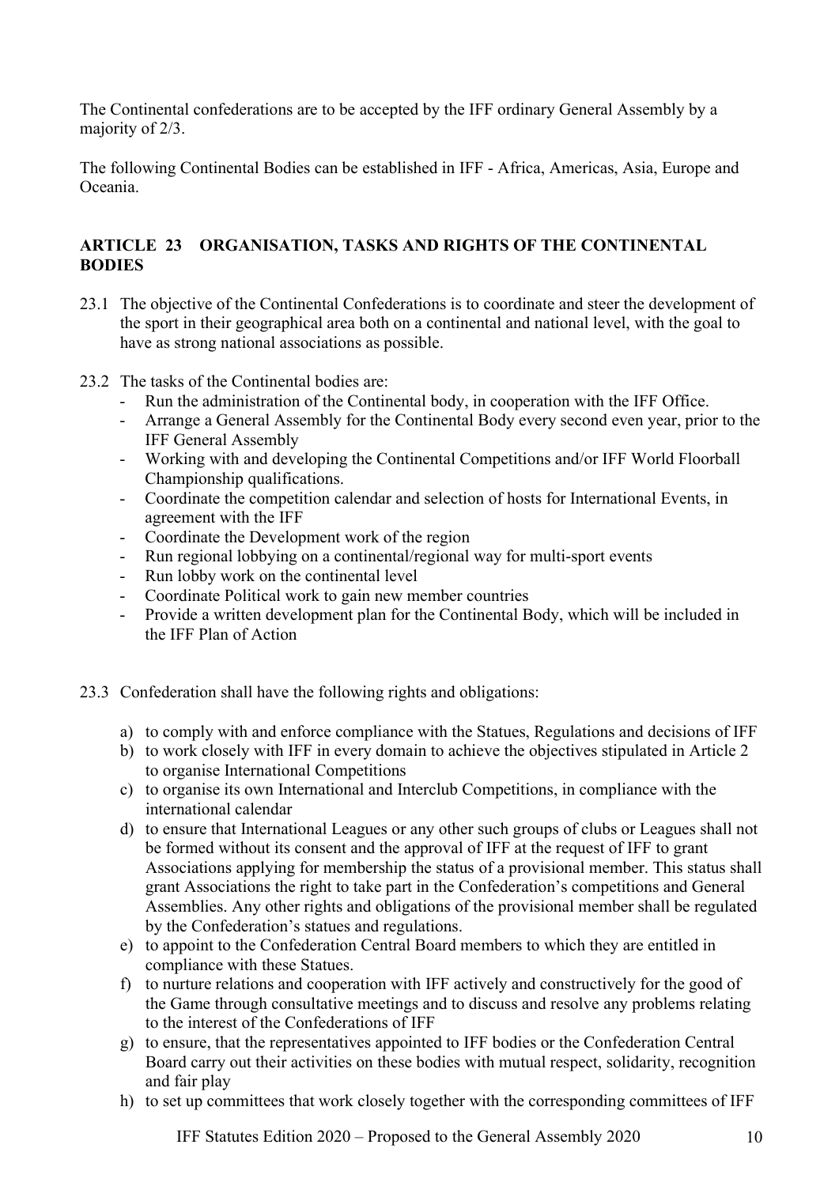The Continental confederations are to be accepted by the IFF ordinary General Assembly by a majority of 2/3.

The following Continental Bodies can be established in IFF - Africa, Americas, Asia, Europe and Oceania.

### ARTICLE 23 ORGANISATION, TASKS AND RIGHTS OF THE CONTINENTAL BODIES

23.1 The objective of the Continental Confederations is to coordinate and steer the development of the sport in their geographical area both on a continental and national level, with the goal to have as strong national associations as possible.

23.2 The tasks of the Continental bodies are:

- Run the administration of the Continental body, in cooperation with the IFF Office.
- Arrange a General Assembly for the Continental Body every second even year, prior to the IFF General Assembly
- Working with and developing the Continental Competitions and/or IFF World Floorball Championship qualifications.
- Coordinate the competition calendar and selection of hosts for International Events, in agreement with the IFF
- Coordinate the Development work of the region
- Run regional lobbying on a continental/regional way for multi-sport events
- Run lobby work on the continental level
- Coordinate Political work to gain new member countries
- Provide a written development plan for the Continental Body, which will be included in the IFF Plan of Action

23.3 Confederation shall have the following rights and obligations:

a) to comply with and enforce compliance with the Statues, Regulations and decisions of IFF
b) to work closely with IFF in every domain to achieve the objectives stipulated in Article 2 to organise International Competitions
c) to organise its own International and Interclub Competitions, in compliance with the international calendar
d) to ensure that International Leagues or any other such groups of clubs or Leagues shall not be formed without its consent and the approval of IFF at the request of IFF to grant Associations applying for membership the status of a provisional member. This status shall grant Associations the right to take part in the Confederation's competitions and General Assemblies. Any other rights and obligations of the provisional member shall be regulated by the Confederation's statues and regulations.
e) to appoint to the Confederation Central Board members to which they are entitled in compliance with these Statues.
f) to nurture relations and cooperation with IFF actively and constructively for the good of the Game through consultative meetings and to discuss and resolve any problems relating to the interest of the Confederations of IFF
g) to ensure, that the representatives appointed to IFF bodies or the Confederation Central Board carry out their activities on these bodies with mutual respect, solidarity, recognition and fair play
h) to set up committees that work closely together with the corresponding committees of IFF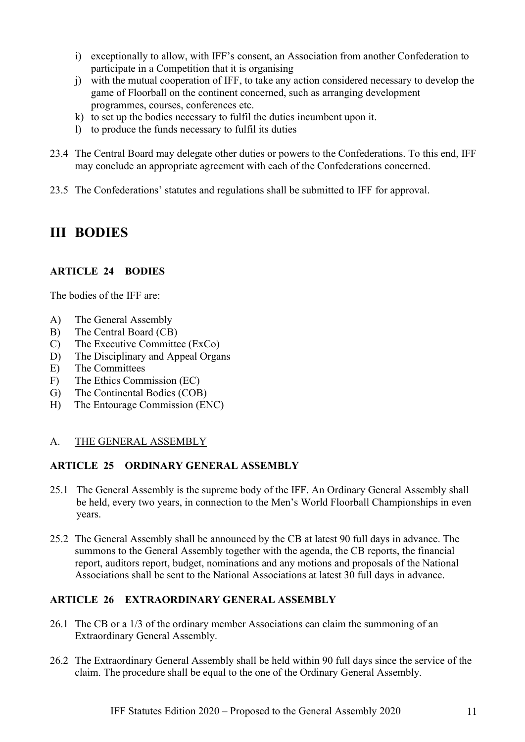i) exceptionally to allow, with IFF's consent, an Association from another Confederation to participate in a Competition that it is organising
j) with the mutual cooperation of IFF, to take any action considered necessary to develop the game of Floorball on the continent concerned, such as arranging development programmes, courses, conferences etc.
k) to set up the bodies necessary to fulfil the duties incumbent upon it.
l) to produce the funds necessary to fulfil its duties

23.4 The Central Board may delegate other duties or powers to the Confederations. To this end, IFF may conclude an appropriate agreement with each of the Confederations concerned.

23.5 The Confederations' statutes and regulations shall be submitted to IFF for approval.

# III BODIES

### ARTICLE 24 BODIES

The bodies of the IFF are:

A) The General Assembly
B) The Central Board (CB)
C) The Executive Committee (ExCo)
D) The Disciplinary and Appeal Organs
E) The Committees
F) The Ethics Commission (EC)
G) The Continental Bodies (COB)
H) The Entourage Commission (ENC)

## A. THE GENERAL ASSEMBLY

### ARTICLE 25 ORDINARY GENERAL ASSEMBLY

25.1 The General Assembly is the supreme body of the IFF. An Ordinary General Assembly shall be held, every two years, in connection to the Men's World Floorball Championships in even years.

25.2 The General Assembly shall be announced by the CB at latest 90 full days in advance. The summons to the General Assembly together with the agenda, the CB reports, the financial report, auditors report, budget, nominations and any motions and proposals of the National Associations shall be sent to the National Associations at latest 30 full days in advance.

### ARTICLE 26 EXTRAORDINARY GENERAL ASSEMBLY

26.1 The CB or a 1/3 of the ordinary member Associations can claim the summoning of an Extraordinary General Assembly.

26.2 The Extraordinary General Assembly shall be held within 90 full days since the service of the claim. The procedure shall be equal to the one of the Ordinary General Assembly.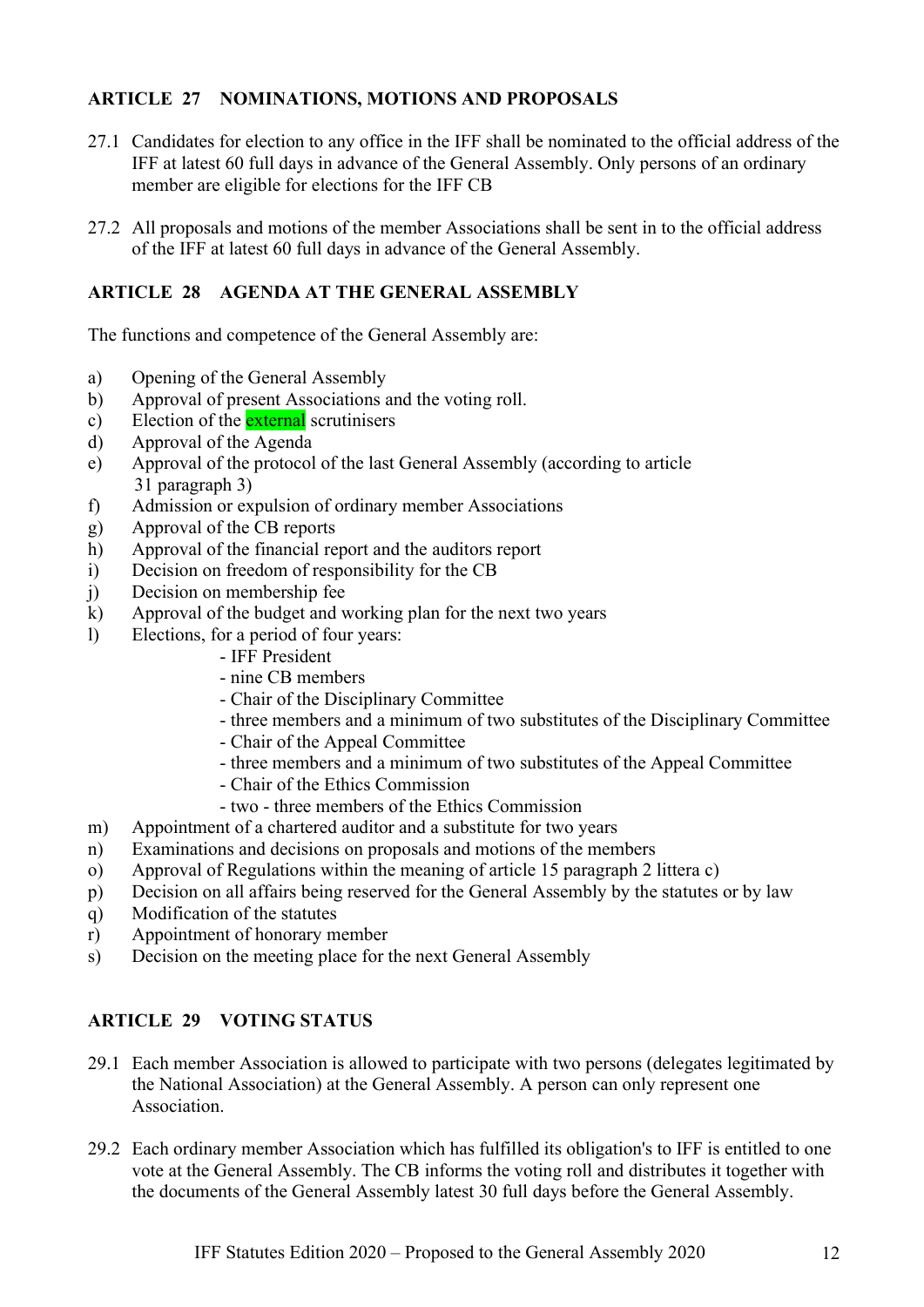## ARTICLE 27 NOMINATIONS, MOTIONS AND PROPOSALS

27.1 Candidates for election to any office in the IFF shall be nominated to the official address of the IFF at latest 60 full days in advance of the General Assembly. Only persons of an ordinary member are eligible for elections for the IFF CB

27.2 All proposals and motions of the member Associations shall be sent in to the official address of the IFF at latest 60 full days in advance of the General Assembly.

## ARTICLE 28 AGENDA AT THE GENERAL ASSEMBLY

The functions and competence of the General Assembly are:

a) Opening of the General Assembly
b) Approval of present Associations and the voting roll.
c) Election of the external scrutinisers
d) Approval of the Agenda
e) Approval of the protocol of the last General Assembly (according to article 31 paragraph 3)
f) Admission or expulsion of ordinary member Associations
g) Approval of the CB reports
h) Approval of the financial report and the auditors report
i) Decision on freedom of responsibility for the CB
j) Decision on membership fee
k) Approval of the budget and working plan for the next two years
l) Elections, for a period of four years:
   - IFF President
   - nine CB members
   - Chair of the Disciplinary Committee
   - three members and a minimum of two substitutes of the Disciplinary Committee
   - Chair of the Appeal Committee
   - three members and a minimum of two substitutes of the Appeal Committee
   - Chair of the Ethics Commission
   - two - three members of the Ethics Commission
m) Appointment of a chartered auditor and a substitute for two years
n) Examinations and decisions on proposals and motions of the members
o) Approval of Regulations within the meaning of article 15 paragraph 2 littera c)
p) Decision on all affairs being reserved for the General Assembly by the statutes or by law
q) Modification of the statutes
r) Appointment of honorary member
s) Decision on the meeting place for the next General Assembly

## ARTICLE 29 VOTING STATUS

29.1 Each member Association is allowed to participate with two persons (delegates legitimated by the National Association) at the General Assembly. A person can only represent one Association.

29.2 Each ordinary member Association which has fulfilled its obligation's to IFF is entitled to one vote at the General Assembly. The CB informs the voting roll and distributes it together with the documents of the General Assembly latest 30 full days before the General Assembly.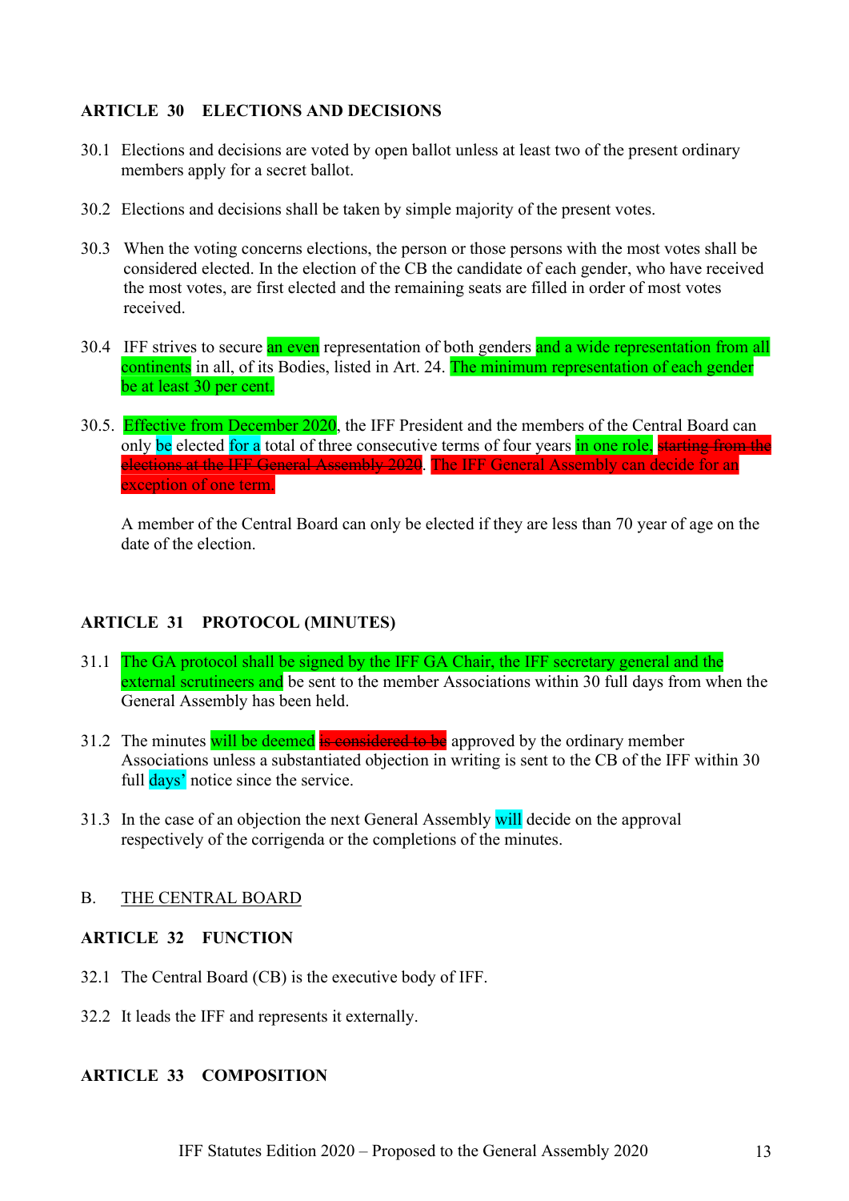**ARTICLE 30 ELECTIONS AND DECISIONS**

30.1 Elections and decisions are voted by open ballot unless at least two of the present ordinary members apply for a secret ballot.

30.2 Elections and decisions shall be taken by simple majority of the present votes.

30.3 When the voting concerns elections, the person or those persons with the most votes shall be considered elected. In the election of the CB the candidate of each gender, who have received the most votes, are first elected and the remaining seats are filled in order of most votes received.

30.4 IFF strives to secure an even representation of both genders and a wide representation from all continents in all, of its Bodies, listed in Art. 24. The minimum representation of each gender be at least 30 per cent.

30.5. Effective from December 2020, the IFF President and the members of the Central Board can only be elected for a total of three consecutive terms of four years in one role. ~~starting from the elections at the IFF General Assembly 2020~~. The IFF General Assembly can decide for an exception of one term.

A member of the Central Board can only be elected if they are less than 70 year of age on the date of the election.

**ARTICLE 31 PROTOCOL (MINUTES)**

31.1 The GA protocol shall be signed by the IFF GA Chair, the IFF secretary general and the external scrutineers and be sent to the member Associations within 30 full days from when the General Assembly has been held.

31.2 The minutes will be deemed ~~is considered to be~~ approved by the ordinary member Associations unless a substantiated objection in writing is sent to the CB of the IFF within 30 full days' notice since the service.

31.3 In the case of an objection the next General Assembly will decide on the approval respectively of the corrigenda or the completions of the minutes.

B. <u>THE CENTRAL BOARD</u>

**ARTICLE 32 FUNCTION**

32.1 The Central Board (CB) is the executive body of IFF.

32.2 It leads the IFF and represents it externally.

**ARTICLE 33 COMPOSITION**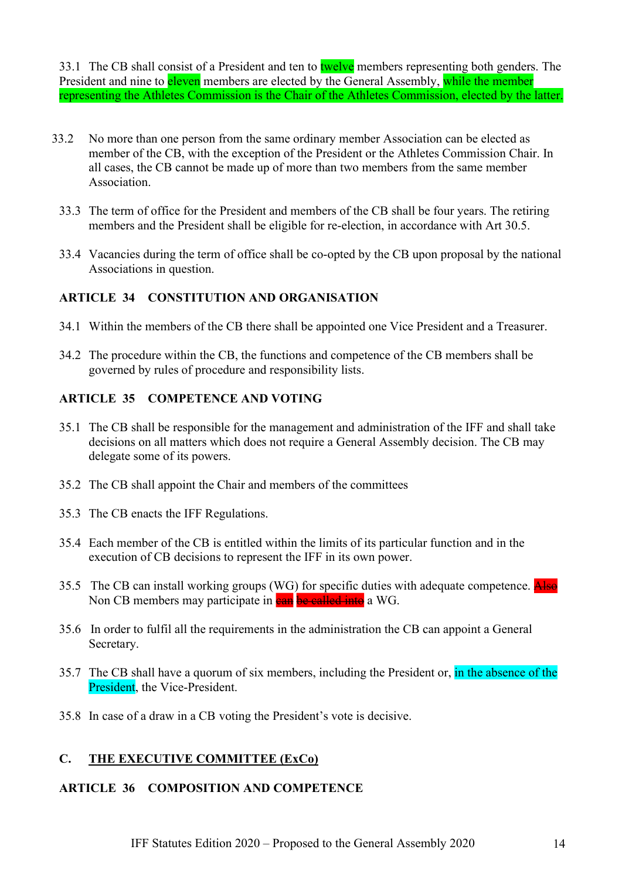33.1 The CB shall consist of a President and ten to twelve members representing both genders. The President and nine to eleven members are elected by the General Assembly, while the member representing the Athletes Commission is the Chair of the Athletes Commission, elected by the latter.

33.2 No more than one person from the same ordinary member Association can be elected as member of the CB, with the exception of the President or the Athletes Commission Chair. In all cases, the CB cannot be made up of more than two members from the same member Association.

33.3 The term of office for the President and members of the CB shall be four years. The retiring members and the President shall be eligible for re-election, in accordance with Art 30.5.

33.4 Vacancies during the term of office shall be co-opted by the CB upon proposal by the national Associations in question.

### ARTICLE 34 CONSTITUTION AND ORGANISATION

34.1 Within the members of the CB there shall be appointed one Vice President and a Treasurer.

34.2 The procedure within the CB, the functions and competence of the CB members shall be governed by rules of procedure and responsibility lists.

### ARTICLE 35 COMPETENCE AND VOTING

35.1 The CB shall be responsible for the management and administration of the IFF and shall take decisions on all matters which does not require a General Assembly decision. The CB may delegate some of its powers.

35.2 The CB shall appoint the Chair and members of the committees

35.3 The CB enacts the IFF Regulations.

35.4 Each member of the CB is entitled within the limits of its particular function and in the execution of CB decisions to represent the IFF in its own power.

35.5 The CB can install working groups (WG) for specific duties with adequate competence. ~~Also~~ Non CB members may participate in ~~can be called into~~ a WG.

35.6 In order to fulfil all the requirements in the administration the CB can appoint a General Secretary.

35.7 The CB shall have a quorum of six members, including the President or, in the absence of the President, the Vice-President.

35.8 In case of a draw in a CB voting the President's vote is decisive.

## C. THE EXECUTIVE COMMITTEE (ExCo)

### ARTICLE 36 COMPOSITION AND COMPETENCE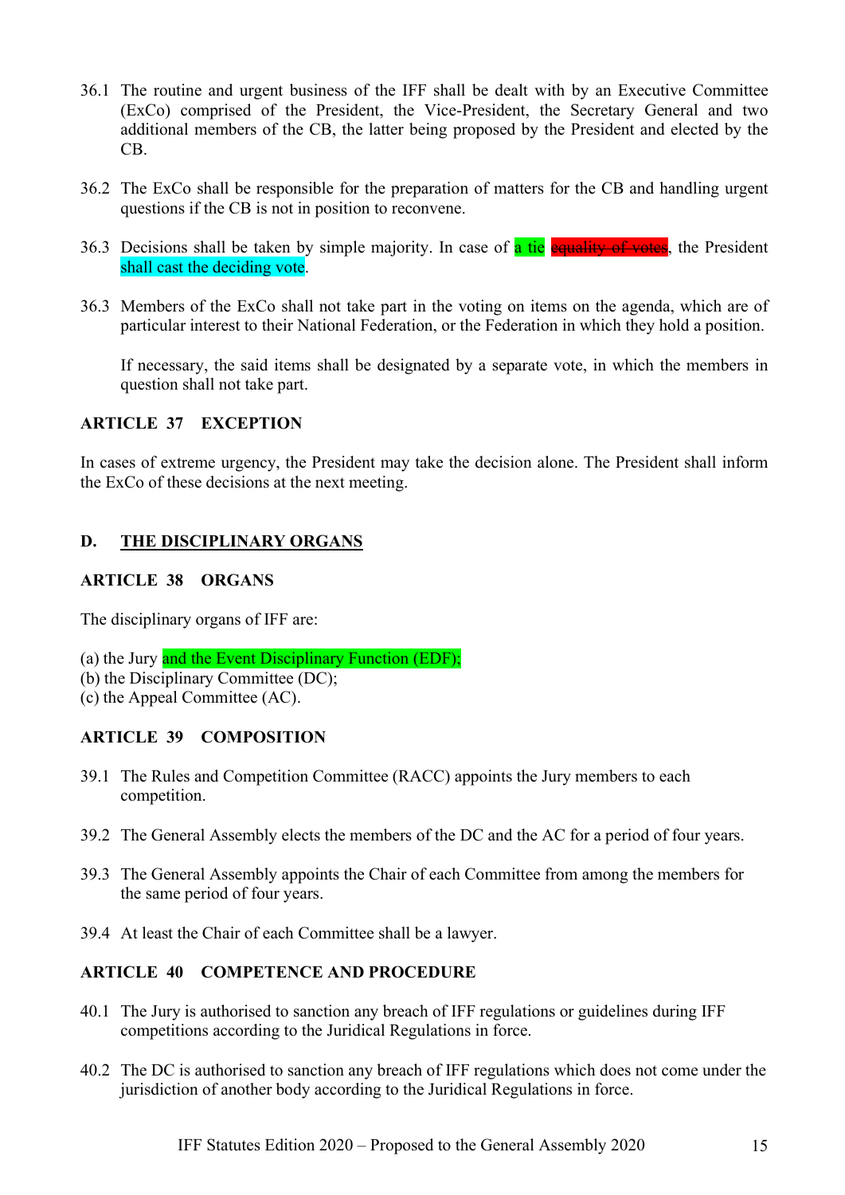36.1 The routine and urgent business of the IFF shall be dealt with by an Executive Committee (ExCo) comprised of the President, the Vice-President, the Secretary General and two additional members of the CB, the latter being proposed by the President and elected by the CB.

36.2 The ExCo shall be responsible for the preparation of matters for the CB and handling urgent questions if the CB is not in position to reconvene.

36.3 Decisions shall be taken by simple majority. In case of a tie ~~equality of votes~~, the President shall cast the deciding vote.

36.3 Members of the ExCo shall not take part in the voting on items on the agenda, which are of particular interest to their National Federation, or the Federation in which they hold a position.

If necessary, the said items shall be designated by a separate vote, in which the members in question shall not take part.

### ARTICLE 37 EXCEPTION

In cases of extreme urgency, the President may take the decision alone. The President shall inform the ExCo of these decisions at the next meeting.

## D. THE DISCIPLINARY ORGANS

### ARTICLE 38 ORGANS

The disciplinary organs of IFF are:

(a) the Jury and the Event Disciplinary Function (EDF);
(b) the Disciplinary Committee (DC);
(c) the Appeal Committee (AC).

### ARTICLE 39 COMPOSITION

39.1 The Rules and Competition Committee (RACC) appoints the Jury members to each competition.

39.2 The General Assembly elects the members of the DC and the AC for a period of four years.

39.3 The General Assembly appoints the Chair of each Committee from among the members for the same period of four years.

39.4 At least the Chair of each Committee shall be a lawyer.

### ARTICLE 40 COMPETENCE AND PROCEDURE

40.1 The Jury is authorised to sanction any breach of IFF regulations or guidelines during IFF competitions according to the Juridical Regulations in force.

40.2 The DC is authorised to sanction any breach of IFF regulations which does not come under the jurisdiction of another body according to the Juridical Regulations in force.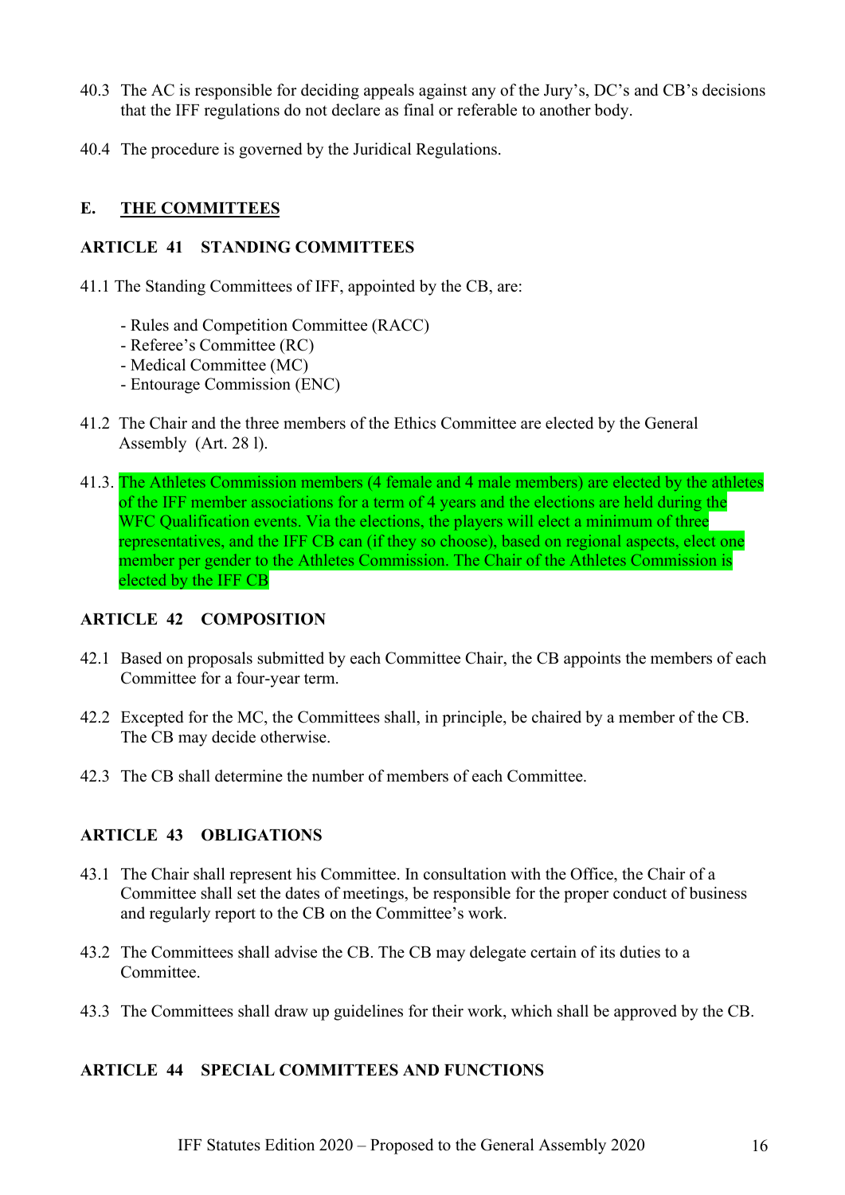40.3 The AC is responsible for deciding appeals against any of the Jury's, DC's and CB's decisions that the IFF regulations do not declare as final or referable to another body.

40.4 The procedure is governed by the Juridical Regulations.

## E. THE COMMITTEES

### ARTICLE 41 STANDING COMMITTEES

41.1 The Standing Committees of IFF, appointed by the CB, are:

- Rules and Competition Committee (RACC)
- Referee's Committee (RC)
- Medical Committee (MC)
- Entourage Commission (ENC)

41.2 The Chair and the three members of the Ethics Committee are elected by the General Assembly (Art. 28 l).

41.3. The Athletes Commission members (4 female and 4 male members) are elected by the athletes of the IFF member associations for a term of 4 years and the elections are held during the WFC Qualification events. Via the elections, the players will elect a minimum of three representatives, and the IFF CB can (if they so choose), based on regional aspects, elect one member per gender to the Athletes Commission. The Chair of the Athletes Commission is elected by the IFF CB

### ARTICLE 42 COMPOSITION

42.1 Based on proposals submitted by each Committee Chair, the CB appoints the members of each Committee for a four-year term.

42.2 Excepted for the MC, the Committees shall, in principle, be chaired by a member of the CB. The CB may decide otherwise.

42.3 The CB shall determine the number of members of each Committee.

### ARTICLE 43 OBLIGATIONS

43.1 The Chair shall represent his Committee. In consultation with the Office, the Chair of a Committee shall set the dates of meetings, be responsible for the proper conduct of business and regularly report to the CB on the Committee's work.

43.2 The Committees shall advise the CB. The CB may delegate certain of its duties to a Committee.

43.3 The Committees shall draw up guidelines for their work, which shall be approved by the CB.

### ARTICLE 44 SPECIAL COMMITTEES AND FUNCTIONS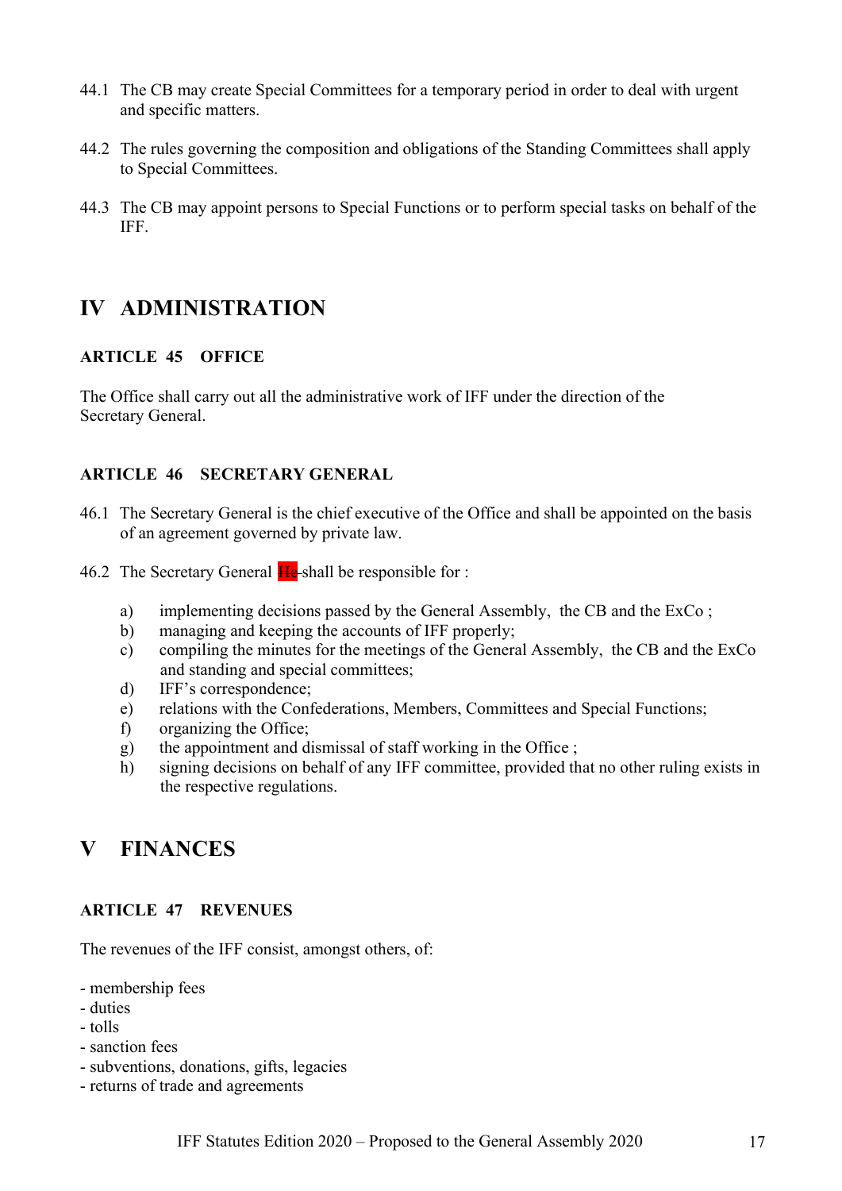44.1 The CB may create Special Committees for a temporary period in order to deal with urgent and specific matters.

44.2 The rules governing the composition and obligations of the Standing Committees shall apply to Special Committees.

44.3 The CB may appoint persons to Special Functions or to perform special tasks on behalf of the IFF.

# IV ADMINISTRATION

### ARTICLE 45 OFFICE

The Office shall carry out all the administrative work of IFF under the direction of the Secretary General.

### ARTICLE 46 SECRETARY GENERAL

46.1 The Secretary General is the chief executive of the Office and shall be appointed on the basis of an agreement governed by private law.

46.2 The Secretary General ~~He~~ shall be responsible for :

a) implementing decisions passed by the General Assembly, the CB and the ExCo ;
b) managing and keeping the accounts of IFF properly;
c) compiling the minutes for the meetings of the General Assembly, the CB and the ExCo and standing and special committees;
d) IFF's correspondence;
e) relations with the Confederations, Members, Committees and Special Functions;
f) organizing the Office;
g) the appointment and dismissal of staff working in the Office ;
h) signing decisions on behalf of any IFF committee, provided that no other ruling exists in the respective regulations.

# V FINANCES

### ARTICLE 47 REVENUES

The revenues of the IFF consist, amongst others, of:

- membership fees
- duties
- tolls
- sanction fees
- subventions, donations, gifts, legacies
- returns of trade and agreements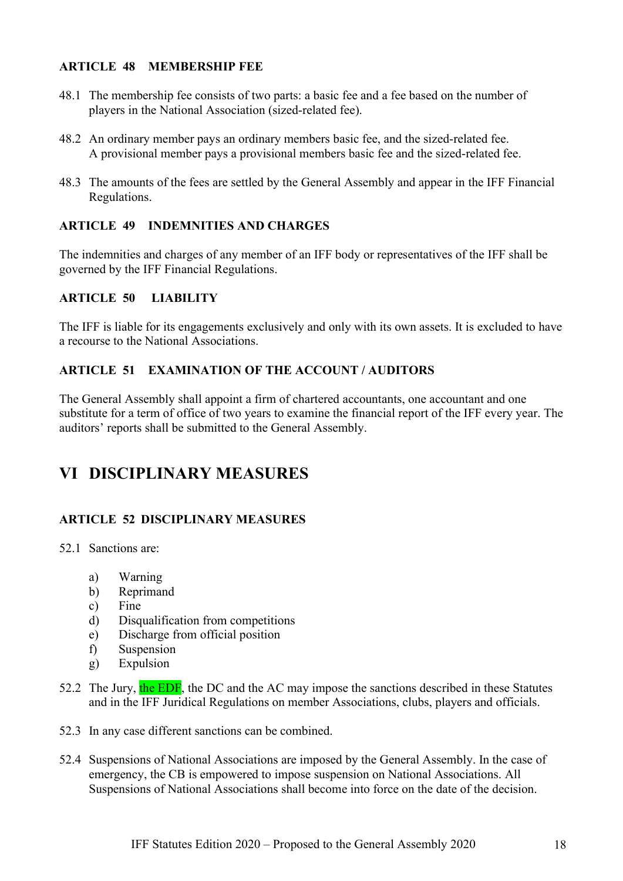#### ARTICLE 48 MEMBERSHIP FEE

48.1 The membership fee consists of two parts: a basic fee and a fee based on the number of players in the National Association (sized-related fee).

48.2 An ordinary member pays an ordinary members basic fee, and the sized-related fee. A provisional member pays a provisional members basic fee and the sized-related fee.

48.3 The amounts of the fees are settled by the General Assembly and appear in the IFF Financial Regulations.

#### ARTICLE 49 INDEMNITIES AND CHARGES

The indemnities and charges of any member of an IFF body or representatives of the IFF shall be governed by the IFF Financial Regulations.

#### ARTICLE 50 LIABILITY

The IFF is liable for its engagements exclusively and only with its own assets. It is excluded to have a recourse to the National Associations.

#### ARTICLE 51 EXAMINATION OF THE ACCOUNT / AUDITORS

The General Assembly shall appoint a firm of chartered accountants, one accountant and one substitute for a term of office of two years to examine the financial report of the IFF every year. The auditors' reports shall be submitted to the General Assembly.

## VI DISCIPLINARY MEASURES

#### ARTICLE 52 DISCIPLINARY MEASURES

52.1 Sanctions are:

a) Warning
b) Reprimand
c) Fine
d) Disqualification from competitions
e) Discharge from official position
f) Suspension
g) Expulsion

52.2 The Jury, the EDF, the DC and the AC may impose the sanctions described in these Statutes and in the IFF Juridical Regulations on member Associations, clubs, players and officials.

52.3 In any case different sanctions can be combined.

52.4 Suspensions of National Associations are imposed by the General Assembly. In the case of emergency, the CB is empowered to impose suspension on National Associations. All Suspensions of National Associations shall become into force on the date of the decision.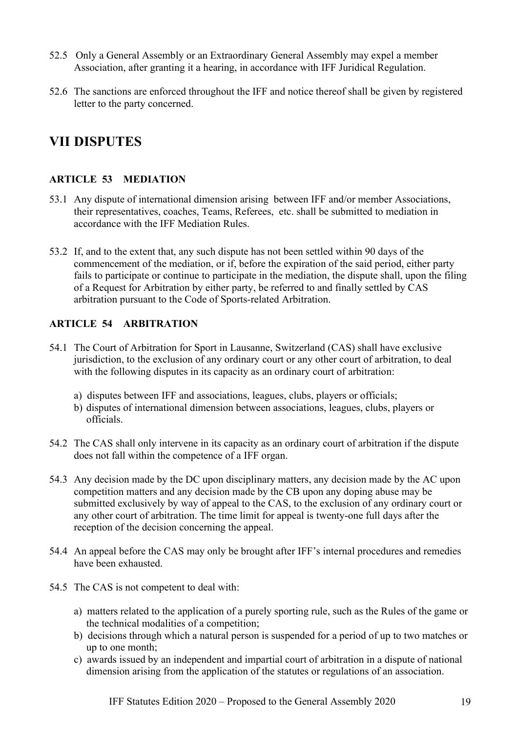52.5 Only a General Assembly or an Extraordinary General Assembly may expel a member Association, after granting it a hearing, in accordance with IFF Juridical Regulation.

52.6 The sanctions are enforced throughout the IFF and notice thereof shall be given by registered letter to the party concerned.

# VII DISPUTES

### ARTICLE 53 MEDIATION

53.1 Any dispute of international dimension arising between IFF and/or member Associations, their representatives, coaches, Teams, Referees, etc. shall be submitted to mediation in accordance with the IFF Mediation Rules.

53.2 If, and to the extent that, any such dispute has not been settled within 90 days of the commencement of the mediation, or if, before the expiration of the said period, either party fails to participate or continue to participate in the mediation, the dispute shall, upon the filing of a Request for Arbitration by either party, be referred to and finally settled by CAS arbitration pursuant to the Code of Sports-related Arbitration.

### ARTICLE 54 ARBITRATION

54.1 The Court of Arbitration for Sport in Lausanne, Switzerland (CAS) shall have exclusive jurisdiction, to the exclusion of any ordinary court or any other court of arbitration, to deal with the following disputes in its capacity as an ordinary court of arbitration:

a) disputes between IFF and associations, leagues, clubs, players or officials;
b) disputes of international dimension between associations, leagues, clubs, players or officials.

54.2 The CAS shall only intervene in its capacity as an ordinary court of arbitration if the dispute does not fall within the competence of a IFF organ.

54.3 Any decision made by the DC upon disciplinary matters, any decision made by the AC upon competition matters and any decision made by the CB upon any doping abuse may be submitted exclusively by way of appeal to the CAS, to the exclusion of any ordinary court or any other court of arbitration. The time limit for appeal is twenty-one full days after the reception of the decision concerning the appeal.

54.4 An appeal before the CAS may only be brought after IFF's internal procedures and remedies have been exhausted.

54.5 The CAS is not competent to deal with:

a) matters related to the application of a purely sporting rule, such as the Rules of the game or the technical modalities of a competition;
b) decisions through which a natural person is suspended for a period of up to two matches or up to one month;
c) awards issued by an independent and impartial court of arbitration in a dispute of national dimension arising from the application of the statutes or regulations of an association.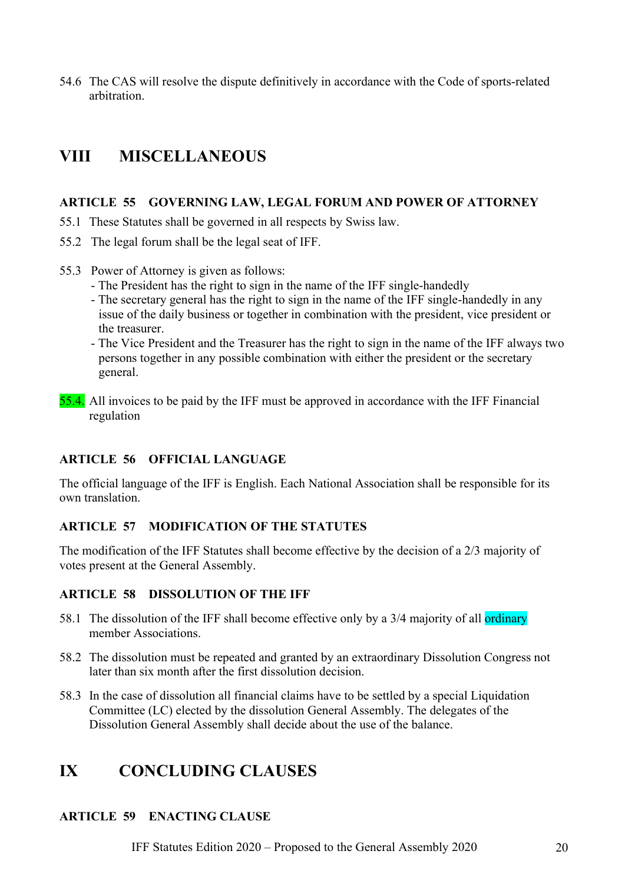54.6 The CAS will resolve the dispute definitively in accordance with the Code of sports-related arbitration.

# VIII MISCELLANEOUS

### ARTICLE 55 GOVERNING LAW, LEGAL FORUM AND POWER OF ATTORNEY

55.1 These Statutes shall be governed in all respects by Swiss law.

55.2 The legal forum shall be the legal seat of IFF.

55.3 Power of Attorney is given as follows:
- The President has the right to sign in the name of the IFF single-handedly
- The secretary general has the right to sign in the name of the IFF single-handedly in any issue of the daily business or together in combination with the president, vice president or the treasurer.
- The Vice President and the Treasurer has the right to sign in the name of the IFF always two persons together in any possible combination with either the president or the secretary general.

55.4. All invoices to be paid by the IFF must be approved in accordance with the IFF Financial regulation

### ARTICLE 56 OFFICIAL LANGUAGE

The official language of the IFF is English. Each National Association shall be responsible for its own translation.

### ARTICLE 57 MODIFICATION OF THE STATUTES

The modification of the IFF Statutes shall become effective by the decision of a 2/3 majority of votes present at the General Assembly.

### ARTICLE 58 DISSOLUTION OF THE IFF

58.1 The dissolution of the IFF shall become effective only by a 3/4 majority of all ordinary member Associations.

58.2 The dissolution must be repeated and granted by an extraordinary Dissolution Congress not later than six month after the first dissolution decision.

58.3 In the case of dissolution all financial claims have to be settled by a special Liquidation Committee (LC) elected by the dissolution General Assembly. The delegates of the Dissolution General Assembly shall decide about the use of the balance.

# IX CONCLUDING CLAUSES

### ARTICLE 59 ENACTING CLAUSE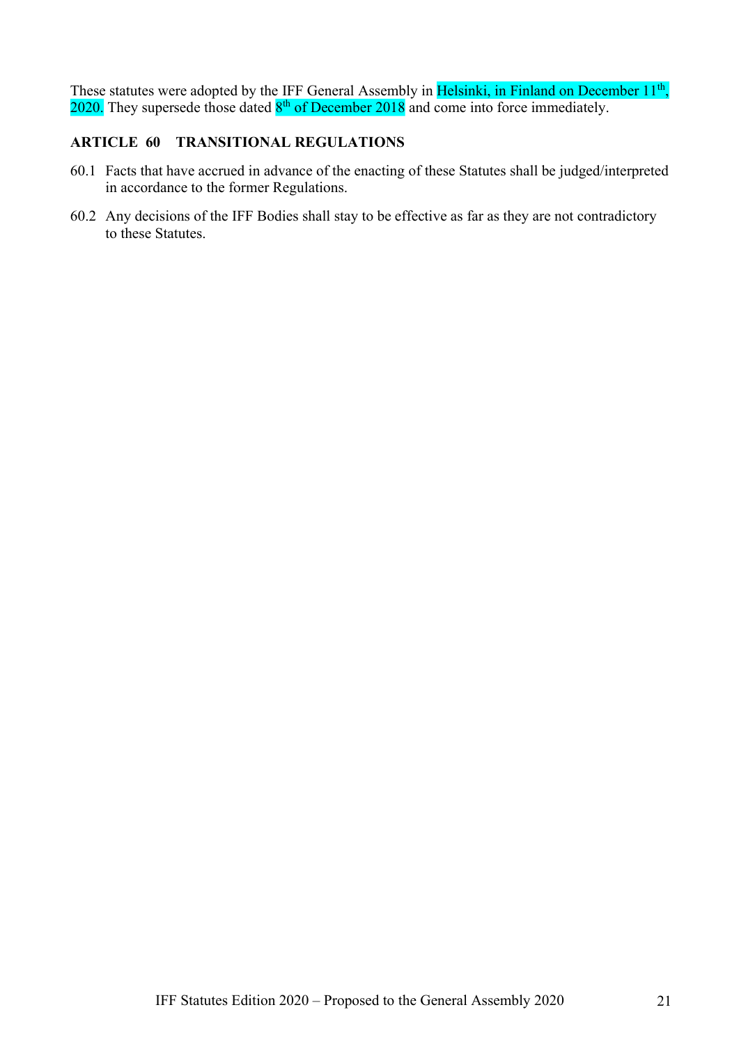These statutes were adopted by the IFF General Assembly in Helsinki, in Finland on December 11th, 2020. They supersede those dated 8th of December 2018 and come into force immediately.

## ARTICLE 60 TRANSITIONAL REGULATIONS

60.1 Facts that have accrued in advance of the enacting of these Statutes shall be judged/interpreted in accordance to the former Regulations.

60.2 Any decisions of the IFF Bodies shall stay to be effective as far as they are not contradictory to these Statutes.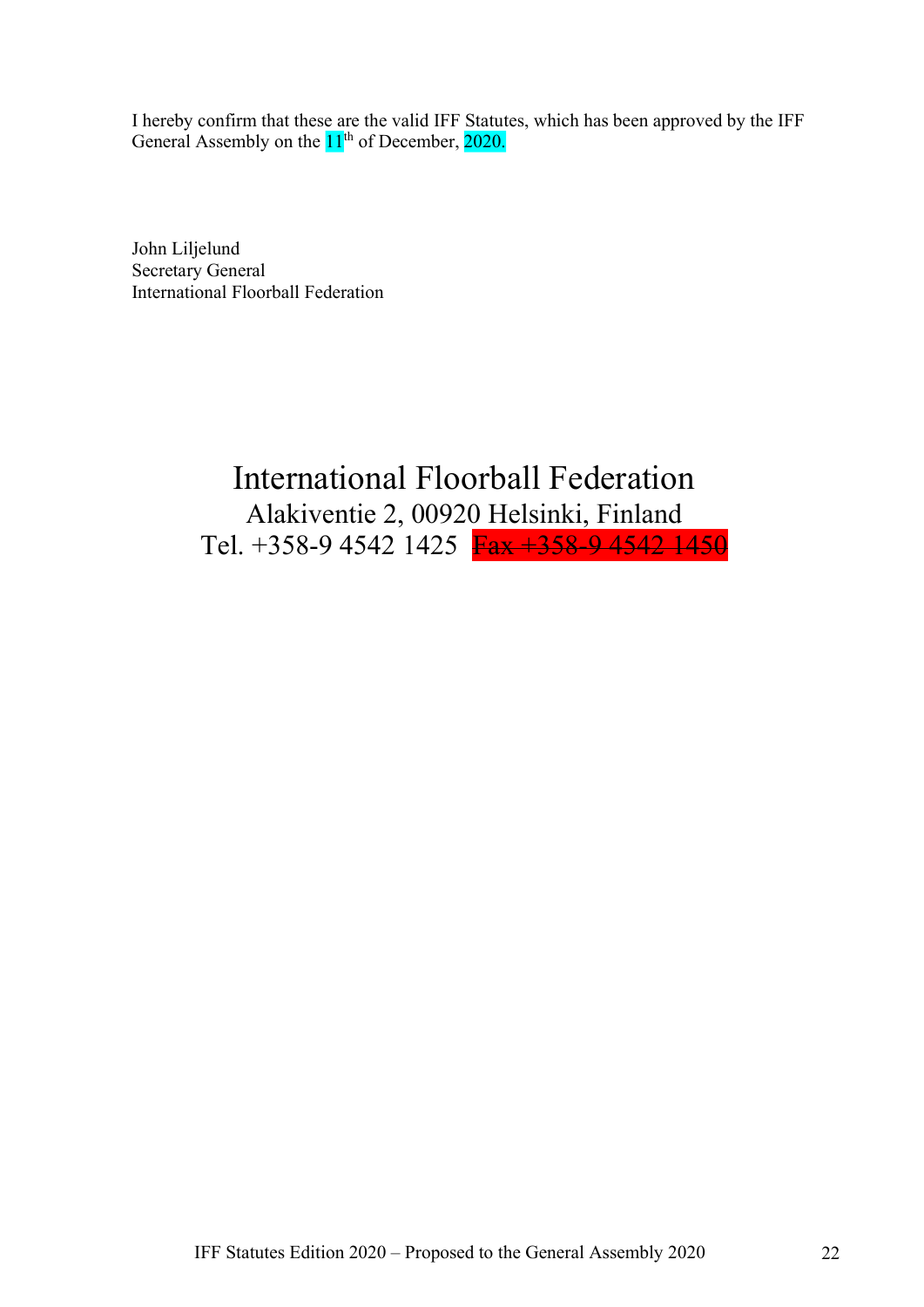I hereby confirm that these are the valid IFF Statutes, which has been approved by the IFF General Assembly on the 11th of December, 2020.

John Liljelund
Secretary General
International Floorball Federation

# International Floorball Federation

Alakiventie 2, 00920 Helsinki, Finland
Tel. +358-9 4542 1425 ~~Fax +358-9 4542 1450~~